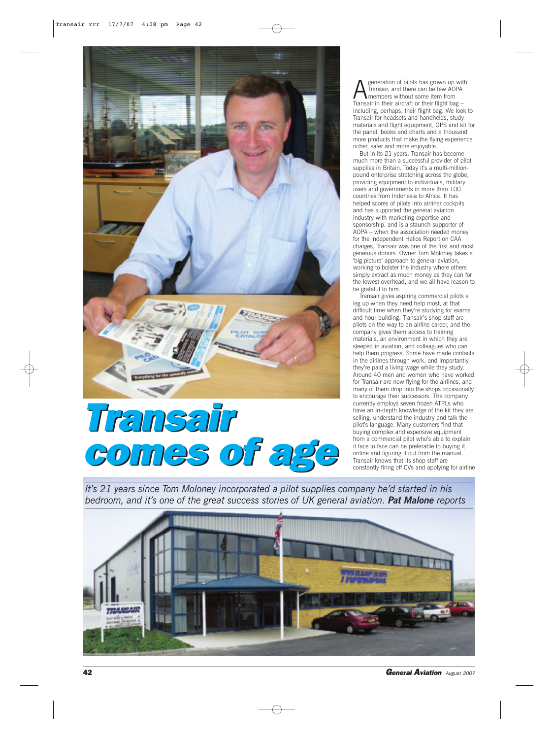# Transair comes of age

*It's 21 years since Tom Moloney incorporated a pilot supplies company he'd started in his bedroom, and it's one of the great success stories of UK general aviation. **Pat Malone** reports*

A generation of pilots has grown up with Transair, and there can be few AOPA members without some item from Transair in their aircraft or their flight bag – including, perhaps, their flight bag. We look to Transair for headsets and handhelds, study materials and flight equipment, GPS and kit for the panel, books and charts and a thousand more products that make the flying experience richer, safer and more enjoyable.

But in its 21 years, Transair has become much more than a successful provider of pilot supplies in Britain. Today it's a multi-million-pound enterprise stretching across the globe, providing equipment to individuals, military users and governments in more than 100 countries from Indonesia to Africa. It has helped scores of pilots into airliner cockpits and has supported the general aviation industry with marketing expertise and sponsorship, and is a staunch supporter of AOPA – when the association needed money for the independent Helios Report on CAA charges, Transair was one of the first and most generous donors. Owner Tom Moloney takes a 'big picture' approach to general aviation, working to bolster the industry where others simply extract as much money as they can for the lowest overhead, and we all have reason to be grateful to him.

Transair gives aspiring commercial pilots a leg up when they need help most, at that difficult time when they're studying for exams and hour-building. Transair's shop staff are pilots on the way to an airline career, and the company gives them access to training materials, an environment in which they are steeped in aviation, and colleagues who can help them progress. Some have made contacts in the airlines through work, and importantly, they're paid a living wage while they study. Around 40 men and women who have worked for Transair are now flying for the airlines, and many of them drop into the shops occasionally to encourage their successors. The company currently employs seven frozen ATPLs who have an in-depth knowledge of the kit they are selling, understand the industry and talk the pilot's language. Many customers find that buying complex and expensive equipment from a commercial pilot who's able to explain it face to face can be preferable to buying it online and figuring it out from the manual. Transair knows that its shop staff are constantly firing off CVs and applying for airline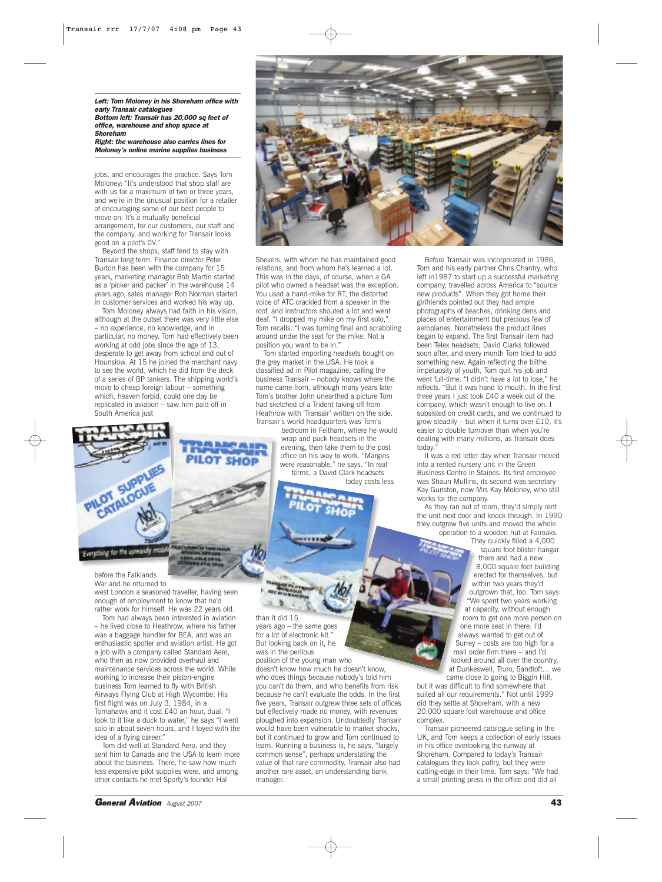***Left: Tom Moloney in his Shoreham office with early Transair catalogues***
***Bottom left: Transair has 20,000 sq feet of office, warehouse and shop space at Shoreham***
***Right: the warehouse also carries lines for Moloney's online marine supplies business***

jobs, and encourages the practice. Says Tom Moloney: "It's understood that shop staff are with us for a maximum of two or three years, and we're in the unusual position for a retailer of encouraging some of our best people to move on. It's a mutually beneficial arrangement, for our customers, our staff and the company, and working for Transair looks good on a pilot's CV."

Beyond the shops, staff tend to stay with Transair long term. Finance director Peter Burton has been with the company for 15 years, marketing manager Bob Martin started as a 'picker and packer' in the warehouse 14 years ago, sales manager Rob Norman started in customer services and worked his way up.

Tom Moloney always had faith in his vision, although at the outset there was very little else – no experience, no knowledge, and in particular, no money. Tom had effectively been working at odd jobs since the age of 13, desperate to get away from school and out of Hounslow. At 15 he joined the merchant navy to see the world, which he did from the deck of a series of BP tankers. The shipping world's move to cheap foreign labour – something which, heaven forbid, could one day be replicated in aviation – saw him paid off in South America just before the Falklands War and he returned to west London a seasoned traveller, having seen enough of employment to know that he'd rather work for himself. He was 22 years old.

Tom had always been interested in aviation – he lived close to Heathrow, where his father was a baggage handler for BEA, and was an enthusiastic spotter and aviation artist. He got a job with a company called Standard Aero, who then as now provided overhaul and maintenance services across the world. While working to increase their piston-engine business Tom learned to fly with British Airways Flying Club at High Wycombe. His first flight was on July 3, 1984, in a Tomahawk and it cost £40 an hour, dual. "I took to it like a duck to water," he says "I went solo in about seven hours, and I toyed with the idea of a flying career."

Tom did well at Standard Aero, and they sent him to Canada and the USA to learn more about the business. There, he saw how much less expensive pilot supplies were, and among other contacts he met Sporty's founder Hal Shevers, with whom he has maintained good relations, and from whom he's learned a lot. This was in the days, of course, when a GA pilot who owned a headset was the exception. You used a hand-mike for RT, the distorted voice of ATC crackled from a speaker in the roof, and instructors shouted a lot and went deaf. "I dropped my mike on my first solo," Tom recalls. "I was turning final and scrabbling around under the seat for the mike. Not a position you want to be in."

Tom started importing headsets bought on the grey market in the USA. He took a classified ad in Pilot magazine, calling the business Transair – nobody knows where the name came from, although many years later Tom's brother John unearthed a picture Tom had sketched of a Trident taking off from Heathrow with 'Transair' written on the side. Transair's world headquarters was Tom's bedroom in Feltham, where he would wrap and pack headsets in the evening, then take them to the post office on his way to work. "Margins were reasonable," he says. "In real terms, a David Clark headsets today costs less than it did 15 years ago – the same goes for a lot of electronic kit." But looking back on it, he was in the perilous position of the young man who doesn't know how much he doesn't know, who does things because nobody's told him you can't do them, and who benefits from risk because he can't evaluate the odds. In the first five years, Transair outgrew three sets of offices but effectively made no money, with revenues ploughed into expansion. Undoubtedly Transair would have been vulnerable to market shocks, but it continued to grow and Tom continued to learn. Running a business is, he says, "largely common sense", perhaps understating the value of that rare commodity. Transair also had another rare asset, an understanding bank manager.

Before Transair was incorporated in 1986, Tom and his early partner Chris Chantry, who left in1987 to start up a successful marketing company, travelled across America to "source new products". When they got home their girlfriends pointed out they had ample photographs of beaches, drinking dens and places of entertainment but precious few of aeroplanes. Nonetheless the product lines began to expand. The first Transair item had been Telex headsets; David Clarks followed soon after, and every month Tom tried to add something new. Again reflecting the blithe impetuosity of youth, Tom quit his job and went full-time. "I didn't have a lot to lose," he reflects. "But it was hand to mouth. In the first three years I just took £40 a week out of the company, which wasn't enough to live on. I subsisted on credit cards, and we continued to grow steadily – but when it turns over £10, it's easier to double turnover than when you're dealing with many millions, as Transair does today."

It was a red letter day when Transair moved into a rented nursery unit in the Green Business Centre in Staines. Its first employee was Shaun Mullins, its second was secretary Kay Gunston, now Mrs Kay Moloney, who still works for the company.

As they ran out of room, they'd simply rent the unit next door and knock through. In 1990 they outgrew five units and moved the whole operation to a wooden hut at Fairoaks. They quickly filled a 4,000 square foot blister hangar there and had a new 8,000 square foot building erected for themselves, but within two years they'd outgrown that, too. Tom says: "We spent two years working at capacity, without enough room to get one more person on one more seat in there. I'd always wanted to get out of Surrey – costs are too high for a mail order firm there – and I'd looked around all over the country, at Dunkeswell, Truro, Sandtoft… we came close to going to Biggin Hill, but it was difficult to find somewhere that suited all our requirements." Not until 1999 did they settle at Shoreham, with a new 20,000 square foot warehouse and office complex.

Transair pioneered catalogue selling in the UK, and Tom keeps a collection of early issues in his office overlooking the runway at Shoreham. Compared to today's Transair catalogues they look paltry, but they were cutting-edge in their time. Tom says: "We had a small printing press in the office and did all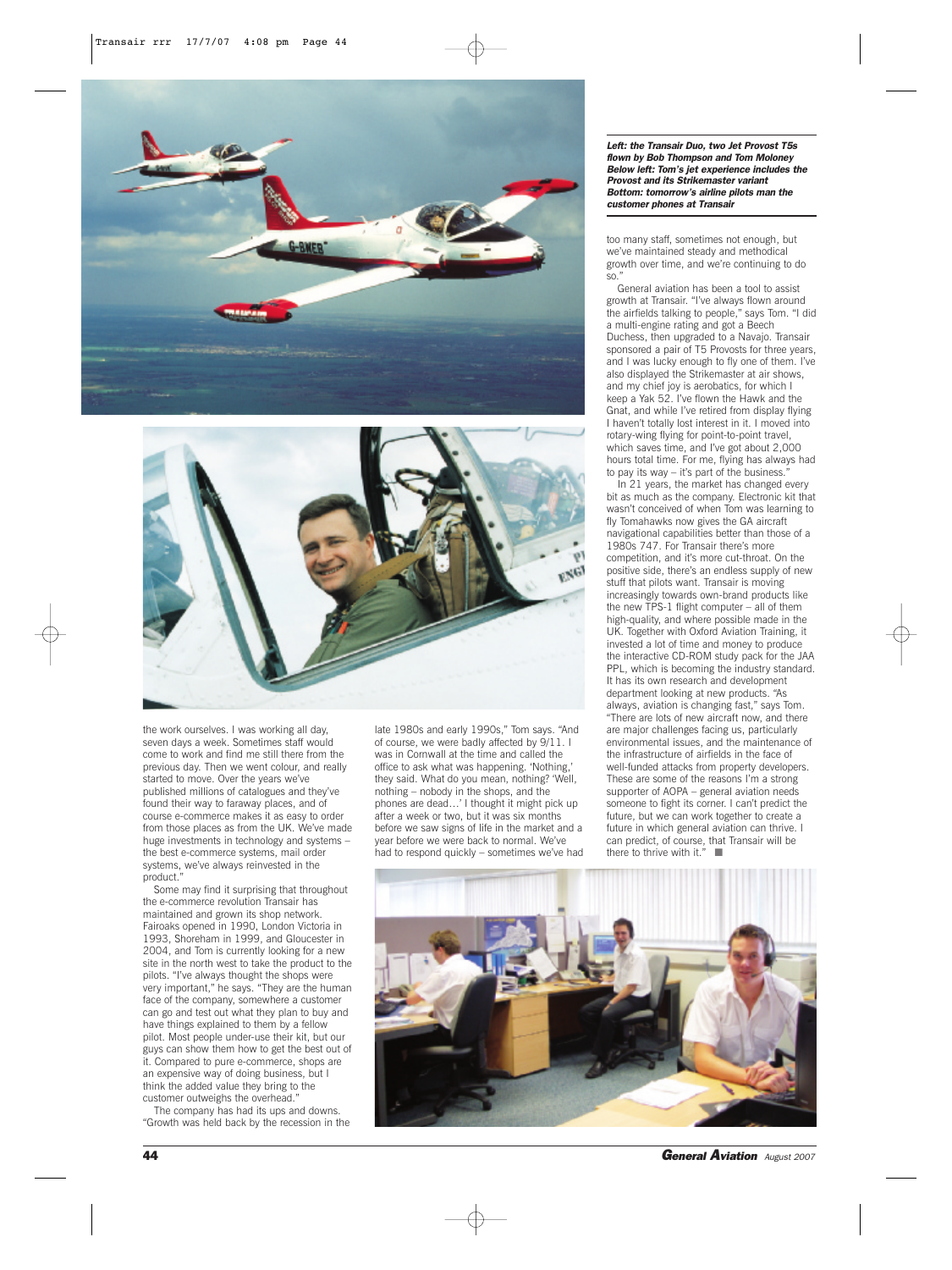*Left: the Transair Duo, two Jet Provost T5s flown by Bob Thompson and Tom Moloney*
*Below left: Tom's jet experience includes the Provost and its Strikemaster variant*
*Bottom: tomorrow's airline pilots man the customer phones at Transair*

the work ourselves. I was working all day, seven days a week. Sometimes staff would come to work and find me still there from the previous day. Then we went colour, and really started to move. Over the years we've published millions of catalogues and they've found their way to faraway places, and of course e-commerce makes it as easy to order from those places as from the UK. We've made huge investments in technology and systems – the best e-commerce systems, mail order systems, we've always reinvested in the product."

Some may find it surprising that throughout the e-commerce revolution Transair has maintained and grown its shop network. Fairoaks opened in 1990, London Victoria in 1993, Shoreham in 1999, and Gloucester in 2004, and Tom is currently looking for a new site in the north west to take the product to the pilots. "I've always thought the shops were very important," he says. "They are the human face of the company, somewhere a customer can go and test out what they plan to buy and have things explained to them by a fellow pilot. Most people under-use their kit, but our guys can show them how to get the best out of it. Compared to pure e-commerce, shops are an expensive way of doing business, but I think the added value they bring to the customer outweighs the overhead."

The company has had its ups and downs. "Growth was held back by the recession in the late 1980s and early 1990s," Tom says. "And of course, we were badly affected by 9/11. I was in Cornwall at the time and called the office to ask what was happening. 'Nothing,' they said. What do you mean, nothing? 'Well, nothing – nobody in the shops, and the phones are dead…' I thought it might pick up after a week or two, but it was six months before we saw signs of life in the market and a year before we were back to normal. We've had to respond quickly – sometimes we've had too many staff, sometimes not enough, but we've maintained steady and methodical growth over time, and we're continuing to do so."

General aviation has been a tool to assist growth at Transair. "I've always flown around the airfields talking to people," says Tom. "I did a multi-engine rating and got a Beech Duchess, then upgraded to a Navajo. Transair sponsored a pair of T5 Provosts for three years, and I was lucky enough to fly one of them. I've also displayed the Strikemaster at air shows, and my chief joy is aerobatics, for which I keep a Yak 52. I've flown the Hawk and the Gnat, and while I've retired from display flying I haven't totally lost interest in it. I moved into rotary-wing flying for point-to-point travel, which saves time, and I've got about 2,000 hours total time. For me, flying has always had to pay its way – it's part of the business."

In 21 years, the market has changed every bit as much as the company. Electronic kit that wasn't conceived of when Tom was learning to fly Tomahawks now gives the GA aircraft navigational capabilities better than those of a 1980s 747. For Transair there's more competition, and it's more cut-throat. On the positive side, there's an endless supply of new stuff that pilots want. Transair is moving increasingly towards own-brand products like the new TPS-1 flight computer – all of them high-quality, and where possible made in the UK. Together with Oxford Aviation Training, it invested a lot of time and money to produce the interactive CD-ROM study pack for the JAA PPL, which is becoming the industry standard. It has its own research and development department looking at new products. "As always, aviation is changing fast," says Tom. "There are lots of new aircraft now, and there are major challenges facing us, particularly environmental issues, and the maintenance of the infrastructure of airfields in the face of well-funded attacks from property developers. These are some of the reasons I'm a strong supporter of AOPA – general aviation needs someone to fight its corner. I can't predict the future, but we can work together to create a future in which general aviation can thrive. I can predict, of course, that Transair will be there to thrive with it." ■